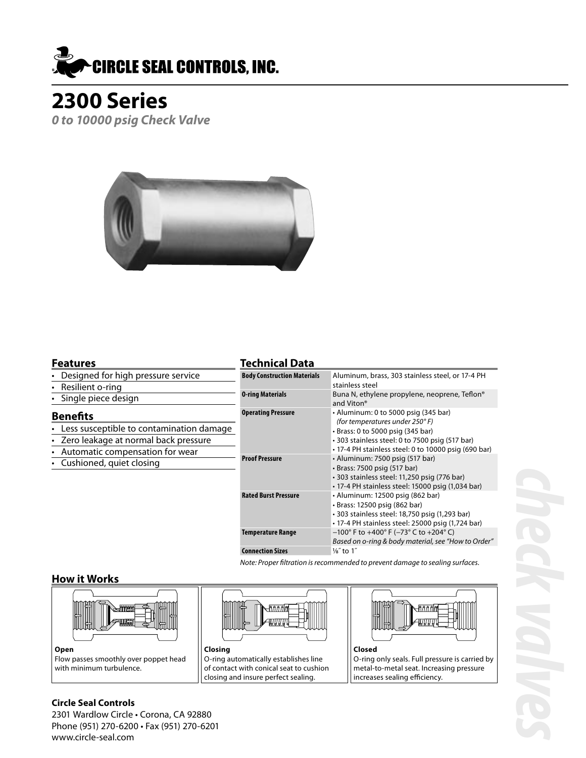# CIRCLE SEAL CONTROLS, INC.

# 2300 Series

***0 to 10000 psig Check Valve***

## Features

- Designed for high pressure service
- Resilient o-ring
- Single piece design

## Benefits

- Less susceptible to contamination damage
- Zero leakage at normal back pressure
- Automatic compensation for wear
- Cushioned, quiet closing

## Technical Data

| | |
|---|---|
| **Body Construction Materials** | Aluminum, brass, 303 stainless steel, or 17-4 PH stainless steel |
| **O-ring Materials** | Buna N, ethylene propylene, neoprene, Teflon® and Viton® |
| **Operating Pressure** | • Aluminum: 0 to 5000 psig (345 bar) *(for temperatures under 250° F)* • Brass: 0 to 5000 psig (345 bar) • 303 stainless steel: 0 to 7500 psig (517 bar) • 17-4 PH stainless steel: 0 to 10000 psig (690 bar) |
| **Proof Pressure** | • Aluminum: 7500 psig (517 bar) • Brass: 7500 psig (517 bar) • 303 stainless steel: 11,250 psig (776 bar) • 17-4 PH stainless steel: 15000 psig (1,034 bar) |
| **Rated Burst Pressure** | • Aluminum: 12500 psig (862 bar) • Brass: 12500 psig (862 bar) • 303 stainless steel: 18,750 psig (1,293 bar) • 17-4 PH stainless steel: 25000 psig (1,724 bar) |
| **Temperature Range** | –100° F to +400° F (–73° C to +204° C) *Based on o-ring & body material, see "How to Order"* |
| **Connection Sizes** | ⅛″ to 1″ |

*Note: Proper filtration is recommended to prevent damage to sealing surfaces.*

## How it Works

**Open**
Flow passes smoothly over poppet head with minimum turbulence.

**Closing**
O-ring automatically establishes line of contact with conical seat to cushion closing and insure perfect sealing.

**Closed**
O-ring only seals. Full pressure is carried by metal-to-metal seat. Increasing pressure increases sealing efficiency.

**Circle Seal Controls**
2301 Wardlow Circle • Corona, CA 92880
Phone (951) 270-6200 • Fax (951) 270-6201
www.circle-seal.com

check valves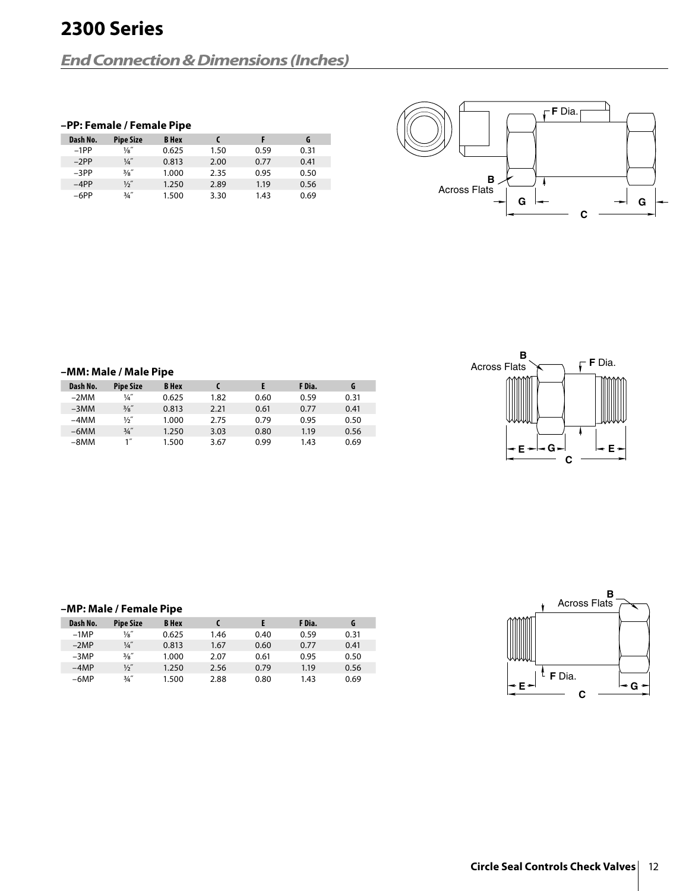# 2300 Series

## End Connection & Dimensions (Inches)

### –PP: Female / Female Pipe

| Dash No. | Pipe Size | B Hex | C | F | G |
| --- | --- | --- | --- | --- | --- |
| –1PP | ⅛″ | 0.625 | 1.50 | 0.59 | 0.31 |
| –2PP | ¼″ | 0.813 | 2.00 | 0.77 | 0.41 |
| –3PP | ⅜″ | 1.000 | 2.35 | 0.95 | 0.50 |
| –4PP | ½″ | 1.250 | 2.89 | 1.19 | 0.56 |
| –6PP | ¾″ | 1.500 | 3.30 | 1.43 | 0.69 |

F Dia.
B
Across Flats
G
G
C

### –MM: Male / Male Pipe

| Dash No. | Pipe Size | B Hex | C | E | F Dia. | G |
| --- | --- | --- | --- | --- | --- | --- |
| –2MM | ¼″ | 0.625 | 1.82 | 0.60 | 0.59 | 0.31 |
| –3MM | ⅜″ | 0.813 | 2.21 | 0.61 | 0.77 | 0.41 |
| –4MM | ½″ | 1.000 | 2.75 | 0.79 | 0.95 | 0.50 |
| –6MM | ¾″ | 1.250 | 3.03 | 0.80 | 1.19 | 0.56 |
| –8MM | 1″ | 1.500 | 3.67 | 0.99 | 1.43 | 0.69 |

B
Across Flats
F Dia.
E
G
E
C

### –MP: Male / Female Pipe

| Dash No. | Pipe Size | B Hex | C | E | F Dia. | G |
| --- | --- | --- | --- | --- | --- | --- |
| –1MP | ⅛″ | 0.625 | 1.46 | 0.40 | 0.59 | 0.31 |
| –2MP | ¼″ | 0.813 | 1.67 | 0.60 | 0.77 | 0.41 |
| –3MP | ⅜″ | 1.000 | 2.07 | 0.61 | 0.95 | 0.50 |
| –4MP | ½″ | 1.250 | 2.56 | 0.79 | 1.19 | 0.56 |
| –6MP | ¾″ | 1.500 | 2.88 | 0.80 | 1.43 | 0.69 |

B
Across Flats
F Dia.
E
G
C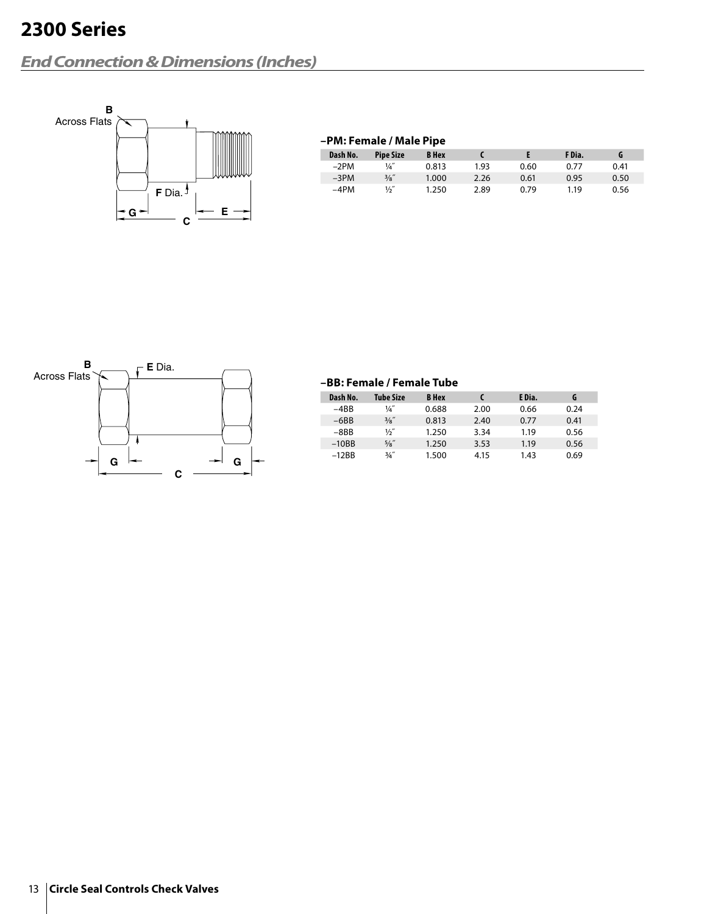# 2300 Series

## *End Connection & Dimensions (Inches)*

B
Across Flats
F Dia.
G
C
E

### –PM: Female / Male Pipe

| Dash No. | Pipe Size | B Hex | C | E | F Dia. | G |
|---|---|---|---|---|---|---|
| –2PM | ¼″ | 0.813 | 1.93 | 0.60 | 0.77 | 0.41 |
| –3PM | ⅜″ | 1.000 | 2.26 | 0.61 | 0.95 | 0.50 |
| –4PM | ½″ | 1.250 | 2.89 | 0.79 | 1.19 | 0.56 |

B
Across Flats
E Dia.
G
G
C

### –BB: Female / Female Tube

| Dash No. | Tube Size | B Hex | C | E Dia. | G |
|---|---|---|---|---|---|
| –4BB | ¼″ | 0.688 | 2.00 | 0.66 | 0.24 |
| –6BB | ⅜″ | 0.813 | 2.40 | 0.77 | 0.41 |
| –8BB | ½″ | 1.250 | 3.34 | 1.19 | 0.56 |
| –10BB | ⅝″ | 1.250 | 3.53 | 1.19 | 0.56 |
| –12BB | ¾″ | 1.500 | 4.15 | 1.43 | 0.69 |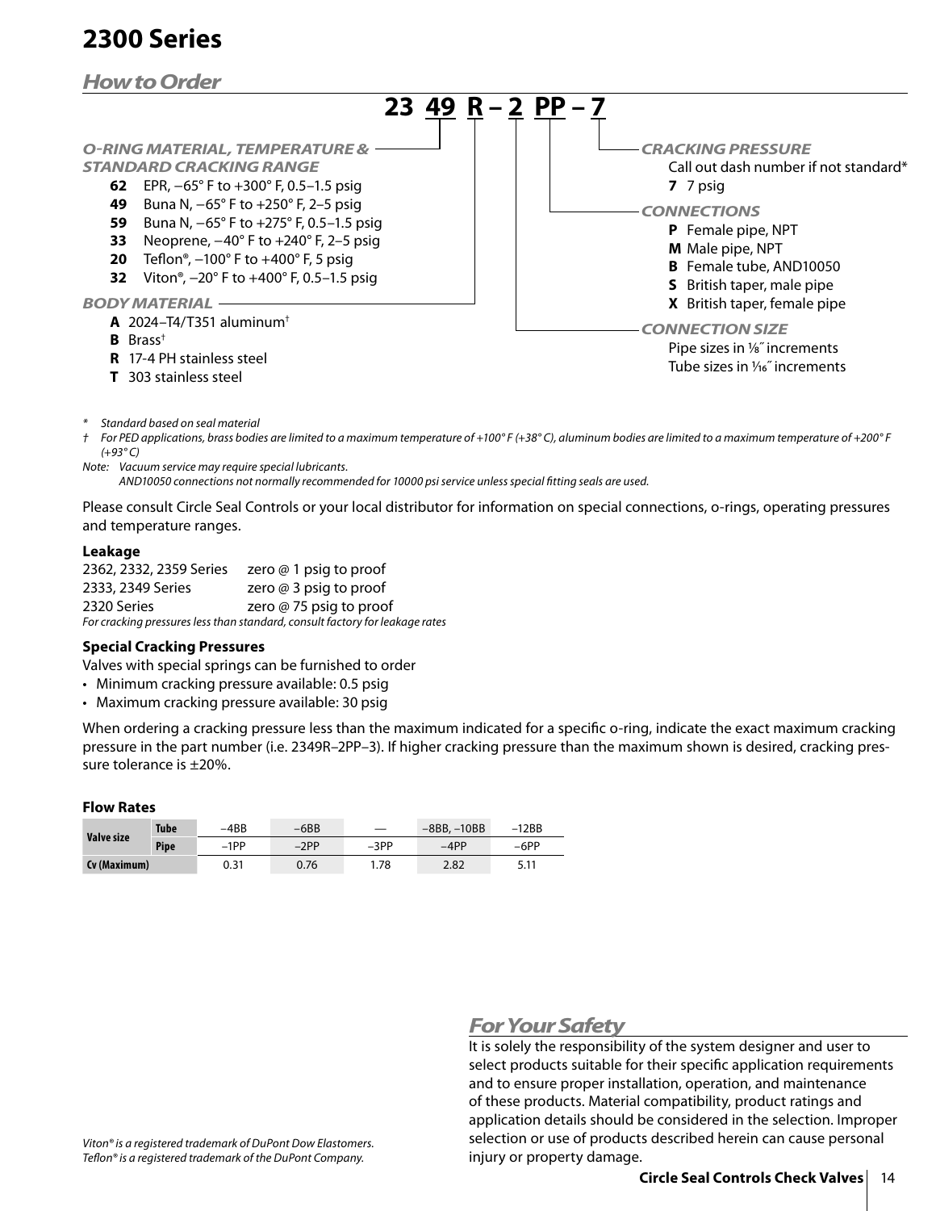# 2300 Series

## How to Order

**23 49 R – 2 PP – 7**

### O-RING MATERIAL, TEMPERATURE & STANDARD CRACKING RANGE

- **62** EPR, –65° F to +300° F, 0.5–1.5 psig
- **49** Buna N, –65° F to +250° F, 2–5 psig
- **59** Buna N, –65° F to +275° F, 0.5–1.5 psig
- **33** Neoprene, –40° F to +240° F, 2–5 psig
- **20** Teflon®, –100° F to +400° F, 5 psig
- **32** Viton®, –20° F to +400° F, 0.5–1.5 psig

### BODY MATERIAL

- **A** 2024–T4/T351 aluminum†
- **B** Brass†
- **R** 17-4 PH stainless steel
- **T** 303 stainless steel

### CRACKING PRESSURE

Call out dash number if not standard*

- **7** 7 psig

### CONNECTIONS

- **P** Female pipe, NPT
- **M** Male pipe, NPT
- **B** Female tube, AND10050
- **S** British taper, male pipe
- **X** British taper, female pipe

### CONNECTION SIZE

Pipe sizes in ⅛″ increments
Tube sizes in ¹⁄₁₆″ increments

*\* Standard based on seal material*

*† For PED applications, brass bodies are limited to a maximum temperature of +100° F (+38° C), aluminum bodies are limited to a maximum temperature of +200° F (+93° C)*

*Note: Vacuum service may require special lubricants.*
*AND10050 connections not normally recommended for 10000 psi service unless special fitting seals are used.*

Please consult Circle Seal Controls or your local distributor for information on special connections, o-rings, operating pressures and temperature ranges.

**Leakage**

| | |
|---|---|
| 2362, 2332, 2359 Series | zero @ 1 psig to proof |
| 2333, 2349 Series | zero @ 3 psig to proof |
| 2320 Series | zero @ 75 psig to proof |

*For cracking pressures less than standard, consult factory for leakage rates*

**Special Cracking Pressures**

Valves with special springs can be furnished to order

- Minimum cracking pressure available: 0.5 psig
- Maximum cracking pressure available: 30 psig

When ordering a cracking pressure less than the maximum indicated for a specific o-ring, indicate the exact maximum cracking pressure in the part number (i.e. 2349R–2PP–3). If higher cracking pressure than the maximum shown is desired, cracking pressure tolerance is ±20%.

**Flow Rates**

| Valve size | | | | | | |
|---|---|---|---|---|---|---|
| | Tube | –4BB | –6BB | — | –8BB, –10BB | –12BB |
| | Pipe | –1PP | –2PP | –3PP | –4PP | –6PP |
| Cv (Maximum) | | 0.31 | 0.76 | 1.78 | 2.82 | 5.11 |

## For Your Safety

It is solely the responsibility of the system designer and user to select products suitable for their specific application requirements and to ensure proper installation, operation, and maintenance of these products. Material compatibility, product ratings and application details should be considered in the selection. Improper selection or use of products described herein can cause personal injury or property damage.

*Viton® is a registered trademark of DuPont Dow Elastomers.*
*Teflon® is a registered trademark of the DuPont Company.*